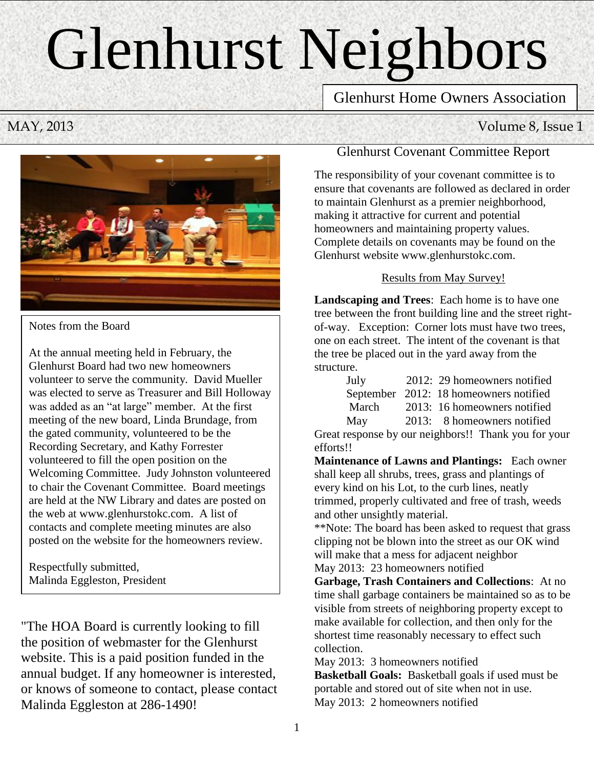# Glenhurst Neighbors

Glenhurst Home Owners Association

MAY, 2013

Volume 8, Issue 1

## Notes from the Board

At the annual meeting held in February, the Glenhurst Board had two new homeowners volunteer to serve the community. David Mueller was elected to serve as Treasurer and Bill Holloway was added as an "at large" member. At the first meeting of the new board, Linda Brundage, from the gated community, volunteered to be the Recording Secretary, and Kathy Forrester volunteered to fill the open position on the Welcoming Committee. Judy Johnston volunteered to chair the Covenant Committee. Board meetings are held at the NW Library and dates are posted on the web at www.glenhurstokc.com. A list of contacts and complete meeting minutes are also posted on the website for the homeowners review.

Respectfully submitted,
Malinda Eggleston, President

"The HOA Board is currently looking to fill the position of webmaster for the Glenhurst website. This is a paid position funded in the annual budget. If any homeowner is interested, or knows of someone to contact, please contact Malinda Eggleston at 286-1490!

## Glenhurst Covenant Committee Report

The responsibility of your covenant committee is to ensure that covenants are followed as declared in order to maintain Glenhurst as a premier neighborhood, making it attractive for current and potential homeowners and maintaining property values. Complete details on covenants may be found on the Glenhurst website www.glenhurstokc.com.

### Results from May Survey!

**Landscaping and Trees**: Each home is to have one tree between the front building line and the street right-of-way. Exception: Corner lots must have two trees, one on each street. The intent of the covenant is that the tree be placed out in the yard away from the structure.

| Month | Year | Notified |
|---|---|---|
| July | 2012: | 29 homeowners notified |
| September | 2012: | 18 homeowners notified |
| March | 2013: | 16 homeowners notified |
| May | 2013: | 8 homeowners notified |

Great response by our neighbors!! Thank you for your efforts!!

**Maintenance of Lawns and Plantings:** Each owner shall keep all shrubs, trees, grass and plantings of every kind on his Lot, to the curb lines, neatly trimmed, properly cultivated and free of trash, weeds and other unsightly material.

**Note: The board has been asked to request that grass clipping not be blown into the street as our OK wind will make that a mess for adjacent neighbor

May 2013: 23 homeowners notified

**Garbage, Trash Containers and Collections**: At no time shall garbage containers be maintained so as to be visible from streets of neighboring property except to make available for collection, and then only for the shortest time reasonably necessary to effect such collection.

May 2013: 3 homeowners notified

**Basketball Goals:** Basketball goals if used must be portable and stored out of site when not in use.

May 2013: 2 homeowners notified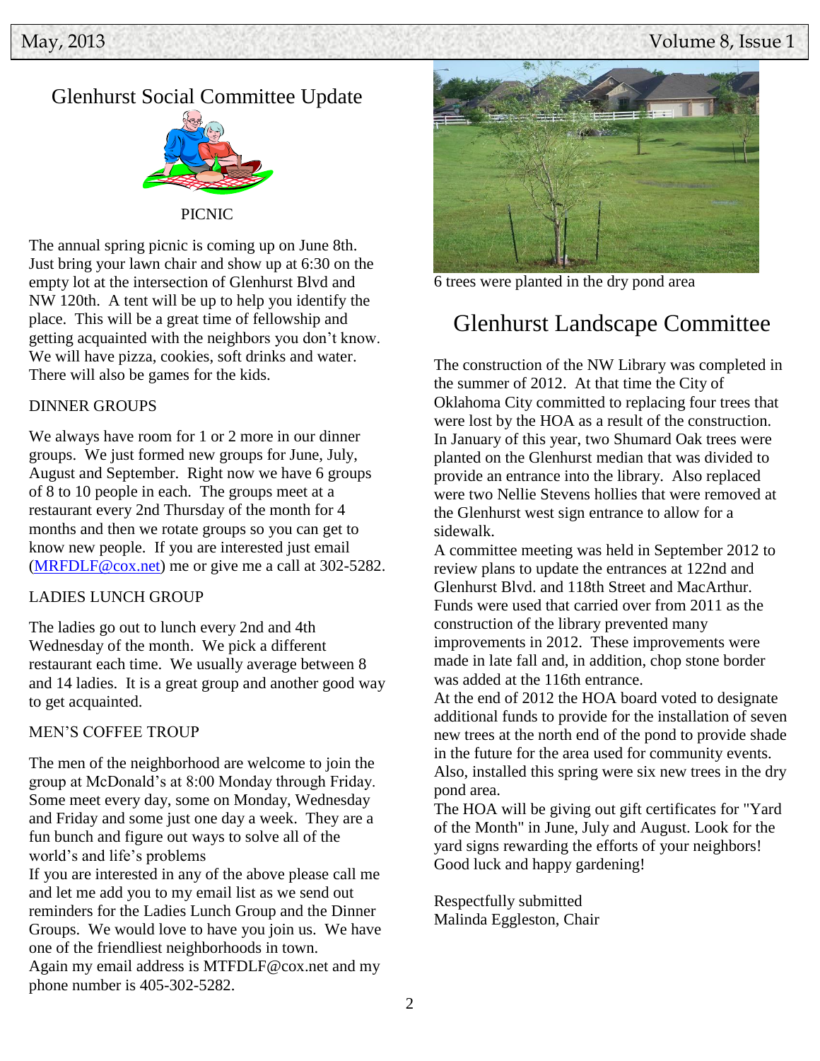## Glenhurst Social Committee Update

PICNIC

The annual spring picnic is coming up on June 8th. Just bring your lawn chair and show up at 6:30 on the empty lot at the intersection of Glenhurst Blvd and NW 120th. A tent will be up to help you identify the place. This will be a great time of fellowship and getting acquainted with the neighbors you don't know. We will have pizza, cookies, soft drinks and water. There will also be games for the kids.

DINNER GROUPS

We always have room for 1 or 2 more in our dinner groups. We just formed new groups for June, July, August and September. Right now we have 6 groups of 8 to 10 people in each. The groups meet at a restaurant every 2nd Thursday of the month for 4 months and then we rotate groups so you can get to know new people. If you are interested just email (MRFDLF@cox.net) me or give me a call at 302-5282.

LADIES LUNCH GROUP

The ladies go out to lunch every 2nd and 4th Wednesday of the month. We pick a different restaurant each time. We usually average between 8 and 14 ladies. It is a great group and another good way to get acquainted.

MEN'S COFFEE TROUP

The men of the neighborhood are welcome to join the group at McDonald's at 8:00 Monday through Friday. Some meet every day, some on Monday, Wednesday and Friday and some just one day a week. They are a fun bunch and figure out ways to solve all of the world's and life's problems

If you are interested in any of the above please call me and let me add you to my email list as we send out reminders for the Ladies Lunch Group and the Dinner Groups. We would love to have you join us. We have one of the friendliest neighborhoods in town.

Again my email address is MTFDLF@cox.net and my phone number is 405-302-5282.

6 trees were planted in the dry pond area

## Glenhurst Landscape Committee

The construction of the NW Library was completed in the summer of 2012. At that time the City of Oklahoma City committed to replacing four trees that were lost by the HOA as a result of the construction. In January of this year, two Shumard Oak trees were planted on the Glenhurst median that was divided to provide an entrance into the library. Also replaced were two Nellie Stevens hollies that were removed at the Glenhurst west sign entrance to allow for a sidewalk.

A committee meeting was held in September 2012 to review plans to update the entrances at 122nd and Glenhurst Blvd. and 118th Street and MacArthur. Funds were used that carried over from 2011 as the construction of the library prevented many improvements in 2012. These improvements were made in late fall and, in addition, chop stone border was added at the 116th entrance.

At the end of 2012 the HOA board voted to designate additional funds to provide for the installation of seven new trees at the north end of the pond to provide shade in the future for the area used for community events. Also, installed this spring were six new trees in the dry pond area.

The HOA will be giving out gift certificates for "Yard of the Month" in June, July and August. Look for the yard signs rewarding the efforts of your neighbors! Good luck and happy gardening!

Respectfully submitted
Malinda Eggleston, Chair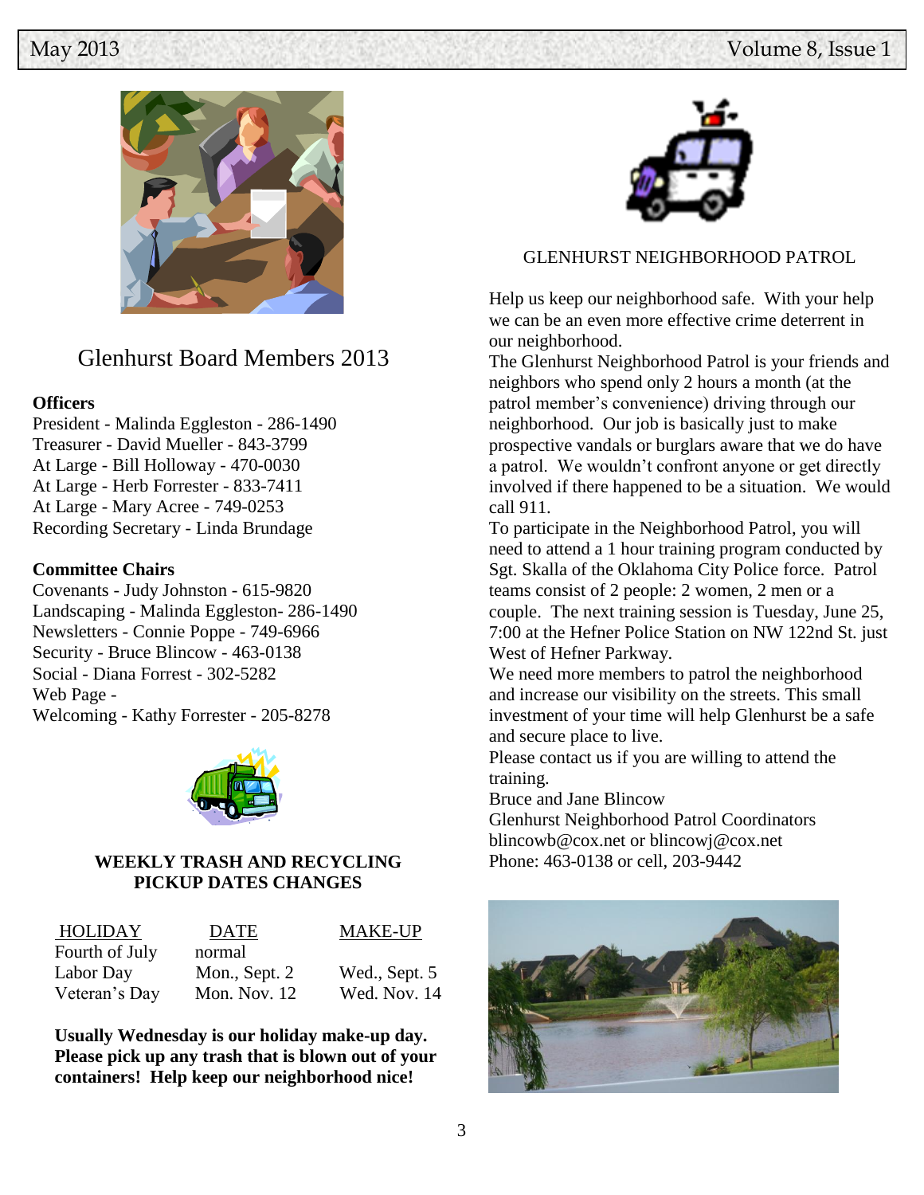## Glenhurst Board Members 2013

**Officers**

President - Malinda Eggleston - 286-1490
Treasurer - David Mueller - 843-3799
At Large - Bill Holloway - 470-0030
At Large - Herb Forrester - 833-7411
At Large - Mary Acree - 749-0253
Recording Secretary - Linda Brundage

**Committee Chairs**

Covenants - Judy Johnston - 615-9820
Landscaping - Malinda Eggleston- 286-1490
Newsletters - Connie Poppe - 749-6966
Security - Bruce Blincow - 463-0138
Social - Diana Forrest - 302-5282
Web Page -
Welcoming - Kathy Forrester - 205-8278

**WEEKLY TRASH AND RECYCLING PICKUP DATES CHANGES**

| HOLIDAY | DATE | MAKE-UP |
|---|---|---|
| Fourth of July | normal | |
| Labor Day | Mon., Sept. 2 | Wed., Sept. 5 |
| Veteran's Day | Mon. Nov. 12 | Wed. Nov. 14 |

**Usually Wednesday is our holiday make-up day. Please pick up any trash that is blown out of your containers! Help keep our neighborhood nice!**

## GLENHURST NEIGHBORHOOD PATROL

Help us keep our neighborhood safe. With your help we can be an even more effective crime deterrent in our neighborhood.

The Glenhurst Neighborhood Patrol is your friends and neighbors who spend only 2 hours a month (at the patrol member's convenience) driving through our neighborhood. Our job is basically just to make prospective vandals or burglars aware that we do have a patrol. We wouldn't confront anyone or get directly involved if there happened to be a situation. We would call 911.

To participate in the Neighborhood Patrol, you will need to attend a 1 hour training program conducted by Sgt. Skalla of the Oklahoma City Police force. Patrol teams consist of 2 people: 2 women, 2 men or a couple. The next training session is Tuesday, June 25, 7:00 at the Hefner Police Station on NW 122nd St. just West of Hefner Parkway.

We need more members to patrol the neighborhood and increase our visibility on the streets. This small investment of your time will help Glenhurst be a safe and secure place to live.

Please contact us if you are willing to attend the training.

Bruce and Jane Blincow
Glenhurst Neighborhood Patrol Coordinators
blincowb@cox.net or blincowj@cox.net
Phone: 463-0138 or cell, 203-9442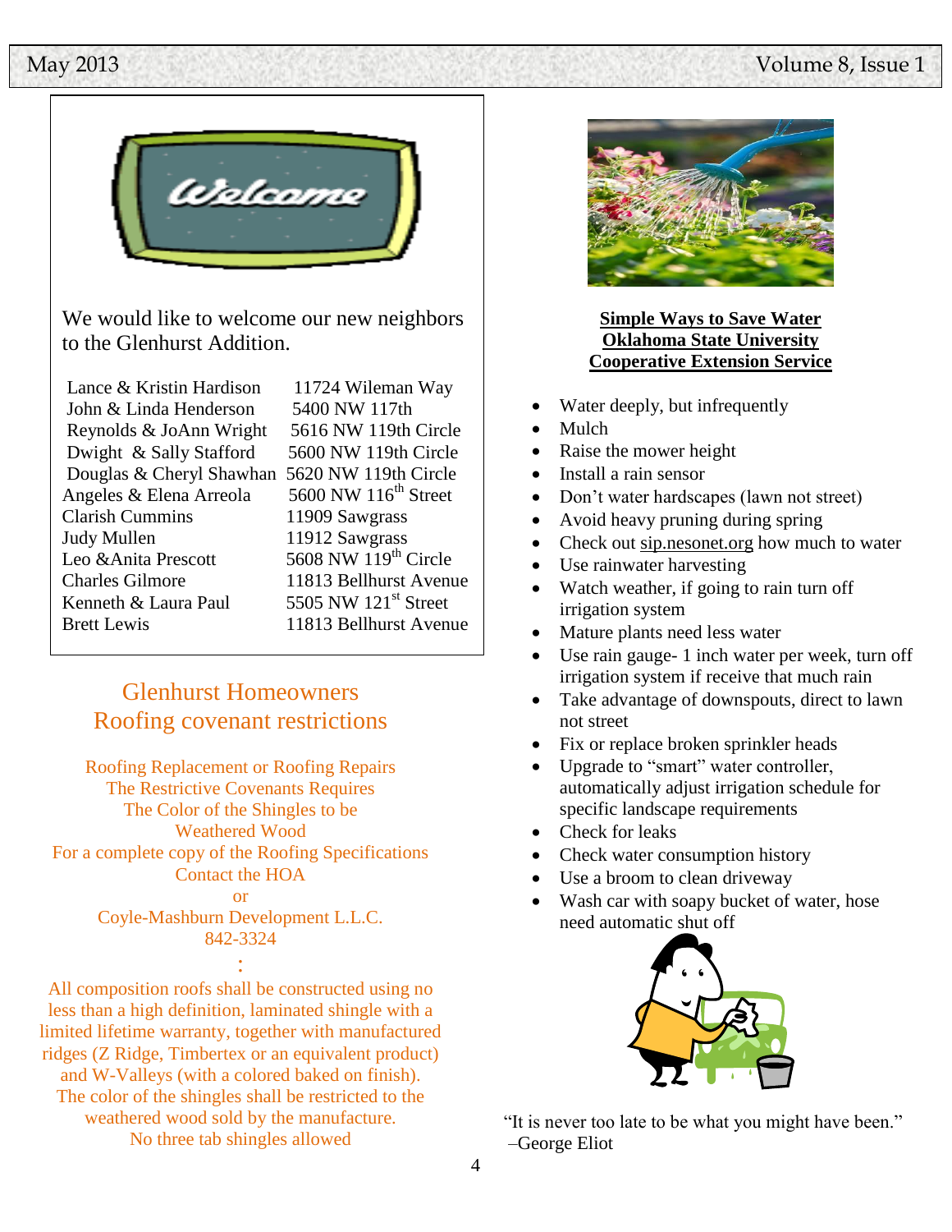Welcome

We would like to welcome our new neighbors to the Glenhurst Addition.

| | |
|---|---|
| Lance & Kristin Hardison | 11724 Wileman Way |
| John & Linda Henderson | 5400 NW 117th |
| Reynolds & JoAnn Wright | 5616 NW 119th Circle |
| Dwight & Sally Stafford | 5600 NW 119th Circle |
| Douglas & Cheryl Shawhan | 5620 NW 119th Circle |
| Angeles & Elena Arreola | 5600 NW 116th Street |
| Clarish Cummins | 11909 Sawgrass |
| Judy Mullen | 11912 Sawgrass |
| Leo &Anita Prescott | 5608 NW 119th Circle |
| Charles Gilmore | 11813 Bellhurst Avenue |
| Kenneth & Laura Paul | 5505 NW 121st Street |
| Brett Lewis | 11813 Bellhurst Avenue |

## Glenhurst Homeowners Roofing covenant restrictions

Roofing Replacement or Roofing Repairs
The Restrictive Covenants Requires
The Color of the Shingles to be
Weathered Wood
For a complete copy of the Roofing Specifications
Contact the HOA
or
Coyle-Mashburn Development L.L.C.
842-3324

:

All composition roofs shall be constructed using no less than a high definition, laminated shingle with a limited lifetime warranty, together with manufactured ridges (Z Ridge, Timbertex or an equivalent product) and W-Valleys (with a colored baked on finish). The color of the shingles shall be restricted to the weathered wood sold by the manufacture.
No three tab shingles allowed

**Simple Ways to Save Water**
**Oklahoma State University**
**Cooperative Extension Service**

- Water deeply, but infrequently
- Mulch
- Raise the mower height
- Install a rain sensor
- Don't water hardscapes (lawn not street)
- Avoid heavy pruning during spring
- Check out sip.nesonet.org how much to water
- Use rainwater harvesting
- Watch weather, if going to rain turn off irrigation system
- Mature plants need less water
- Use rain gauge- 1 inch water per week, turn off irrigation system if receive that much rain
- Take advantage of downspouts, direct to lawn not street
- Fix or replace broken sprinkler heads
- Upgrade to "smart" water controller, automatically adjust irrigation schedule for specific landscape requirements
- Check for leaks
- Check water consumption history
- Use a broom to clean driveway
- Wash car with soapy bucket of water, hose need automatic shut off

"It is never too late to be what you might have been."
–George Eliot